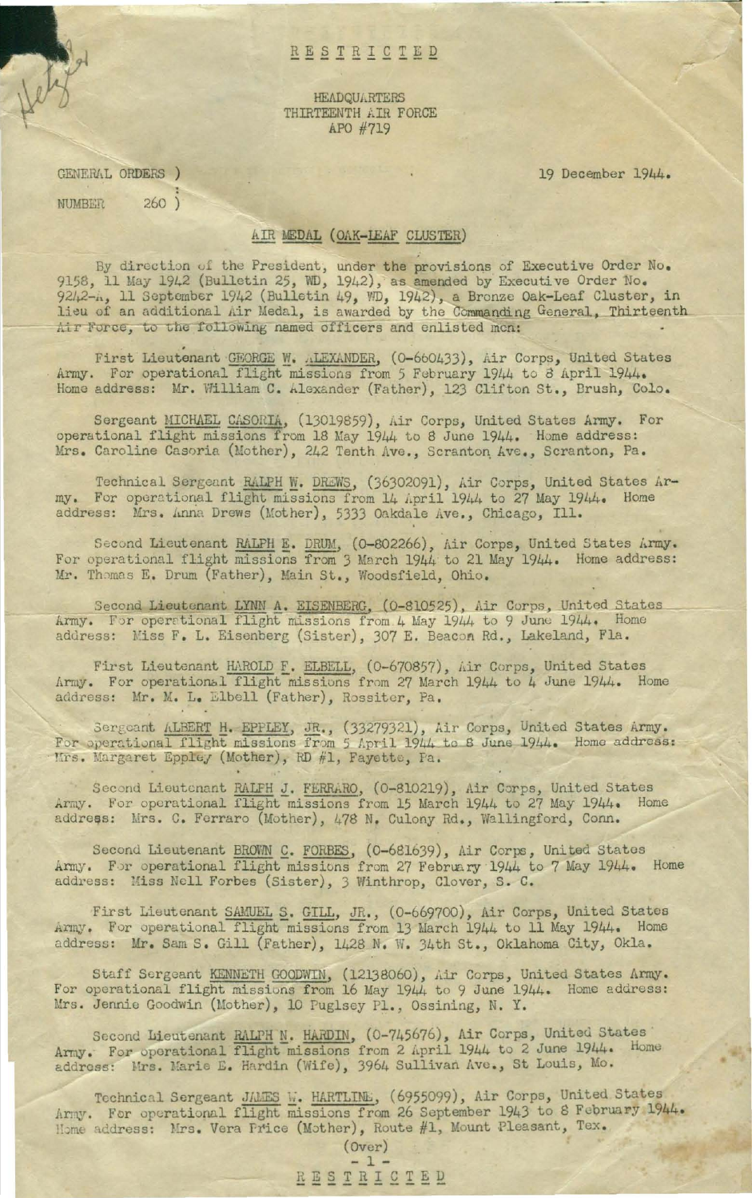RESTRICTED

HEADQUARTERS
THIRTEENTH AIR FORCE
APO #719

GENERAL ORDERS )
NUMBER 260 )

19 December 1944.

AIR MEDAL (OAK-LEAF CLUSTER)

By direction of the President, under the provisions of Executive Order No. 9158, 11 May 1942 (Bulletin 25, WD, 1942), as amended by Executive Order No. 9242-A, 11 September 1942 (Bulletin 49, WD, 1942), a Bronze Oak-Leaf Cluster, in lieu of an additional Air Medal, is awarded by the Commanding General, Thirteenth Air Force, to the following named officers and enlisted men:

First Lieutenant GEORGE W. ALEXANDER, (O-660433), Air Corps, United States Army. For operational flight missions from 5 February 1944 to 8 April 1944. Home address: Mr. William C. Alexander (Father), 123 Clifton St., Brush, Colo.

Sergeant MICHAEL CASORIA, (13019859), Air Corps, United States Army. For operational flight missions from 18 May 1944 to 8 June 1944. Home address: Mrs. Caroline Casoria (Mother), 242 Tenth Ave., Scranton Ave., Scranton, Pa.

Technical Sergeant RALPH W. DREWS, (36302091), Air Corps, United States Army. For operational flight missions from 14 April 1944 to 27 May 1944. Home address: Mrs. Anna Drews (Mother), 5333 Oakdale Ave., Chicago, Ill.

Second Lieutenant RALPH E. DRUM, (O-802266), Air Corps, United States Army. For operational flight missions from 3 March 1944 to 21 May 1944. Home address: Mr. Thomas E. Drum (Father), Main St., Woodsfield, Ohio.

Second Lieutenant LYNN A. EISENBERG, (O-810525), Air Corps, United States Army. For operational flight missions from 4 May 1944 to 9 June 1944. Home address: Miss F. L. Eisenberg (Sister), 307 E. Beacon Rd., Lakeland, Fla.

First Lieutenant HAROLD F. ELBELL, (O-670857), Air Corps, United States Army. For operational flight missions from 27 March 1944 to 4 June 1944. Home address: Mr. M. L. Elbell (Father), Rossiter, Pa.

Sergeant ALBERT H. EPPLEY, JR., (33279321), Air Corps, United States Army. For operational flight missions from 5 April 1944 to 8 June 1944. Home address: Mrs. Margaret Eppley (Mother), RD #1, Fayette, Pa.

Second Lieutenant RALPH J. FERRARO, (O-810219), Air Corps, United States Army. For operational flight missions from 15 March 1944 to 27 May 1944. Home address: Mrs. C. Ferraro (Mother), 478 N. Culony Rd., Wallingford, Conn.

Second Lieutenant BROWN C. FORBES, (O-681639), Air Corps, United States Army. For operational flight missions from 27 February 1944 to 7 May 1944. Home address: Miss Nell Forbes (Sister), 3 Winthrop, Clover, S. C.

First Lieutenant SAMUEL S. GILL, JR., (O-669700), Air Corps, United States Army. For operational flight missions from 13 March 1944 to 11 May 1944. Home address: Mr. Sam S. Gill (Father), 1428 N. W. 34th St., Oklahoma City, Okla.

Staff Sergeant KENNETH GOODWIN, (12138060), Air Corps, United States Army. For operational flight missions from 16 May 1944 to 9 June 1944. Home address: Mrs. Jennie Goodwin (Mother), 10 Puglsey Pl., Ossining, N. Y.

Second Lieutenant RALPH N. HARDIN, (O-745676), Air Corps, United States Army. For operational flight missions from 2 April 1944 to 2 June 1944. Home address: Mrs. Marie E. Hardin (Wife), 3964 Sullivan Ave., St Louis, Mo.

Technical Sergeant JAMES W. HARTLINE, (6955099), Air Corps, United States Army. For operational flight missions from 26 September 1943 to 8 February 1944. Home address: Mrs. Vera Price (Mother), Route #1, Mount Pleasant, Tex.

(Over)

RESTRICTED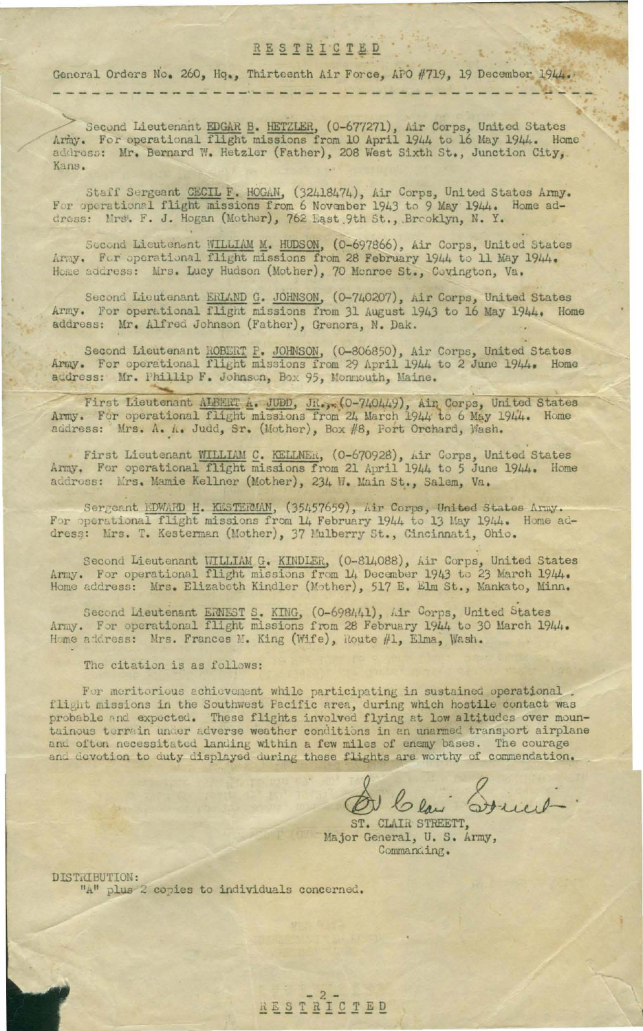RESTRICTED

General Orders No. 260, Hq., Thirteenth Air Force, APO #719, 19 December 1944.

---

Second Lieutenant EDGAR B. HETZLER, (O-677271), Air Corps, United States Army. For operational flight missions from 10 April 1944 to 16 May 1944. Home address: Mr. Bernard W. Hetzler (Father), 208 West Sixth St., Junction City, Kans.

Staff Sergeant CECIL F. HOGAN, (32418474), Air Corps, United States Army. For operational flight missions from 6 November 1943 to 9 May 1944. Home address: Mrs. F. J. Hogan (Mother), 762 East 9th St., Brooklyn, N. Y.

Second Lieutenant WILLIAM M. HUDSON, (O-697866), Air Corps, United States Army. For operational flight missions from 28 February 1944 to 11 May 1944. Home address: Mrs. Lucy Hudson (Mother), 70 Monroe St., Covington, Va.

Second Lieutenant ERLAND G. JOHNSON, (O-740207), Air Corps, United States Army. For operational flight missions from 31 August 1943 to 16 May 1944. Home address: Mr. Alfred Johnson (Father), Grenora, N. Dak.

Second Lieutenant ROBERT P. JOHNSON, (O-806850), Air Corps, United States Army. For operational flight missions from 29 April 1944 to 2 June 1944. Home address: Mr. Phillip F. Johnson, Box 95, Monmouth, Maine.

First Lieutenant ALBERT A. JUDD, JR., (O-740449), Air Corps, United States Army. For operational flight missions from 24 March 1944 to 6 May 1944. Home address: Mrs. A. A. Judd, Sr. (Mother), Box #8, Port Orchard, Wash.

First Lieutenant WILLIAM C. KELLNER, (O-670928), Air Corps, United States Army. For operational flight missions from 21 April 1944 to 5 June 1944. Home address: Mrs. Mamie Kellner (Mother), 234 W. Main St., Salem, Va.

Sergeant EDWARD H. KESTERMAN, (35457659), Air Corps, United States Army. For operational flight missions from 14 February 1944 to 13 May 1944. Home address: Mrs. T. Kesterman (Mother), 37 Mulberry St., Cincinnati, Ohio.

Second Lieutenant WILLIAM G. KINDLER, (O-814088), Air Corps, United States Army. For operational flight missions from 14 December 1943 to 23 March 1944. Home address: Mrs. Elizabeth Kindler (Mother), 517 E. Elm St., Mankato, Minn.

Second Lieutenant ERNEST S. KING, (O-698441), Air Corps, United States Army. For operational flight missions from 28 February 1944 to 30 March 1944. Home address: Mrs. Frances M. King (Wife), Route #1, Elma, Wash.

The citation is as follows:

For meritorious achievement while participating in sustained operational flight missions in the Southwest Pacific area, during which hostile contact was probable and expected. These flights involved flying at low altitudes over mountainous terrain under adverse weather conditions in an unarmed transport airplane and often necessitated landing within a few miles of enemy bases. The courage and devotion to duty displayed during these flights are worthy of commendation.

St Clair Streett

ST. CLAIR STREETT,
Major General, U. S. Army,
Commanding.

DISTRIBUTION:
"A" plus 2 copies to individuals concerned.

RESTRICTED